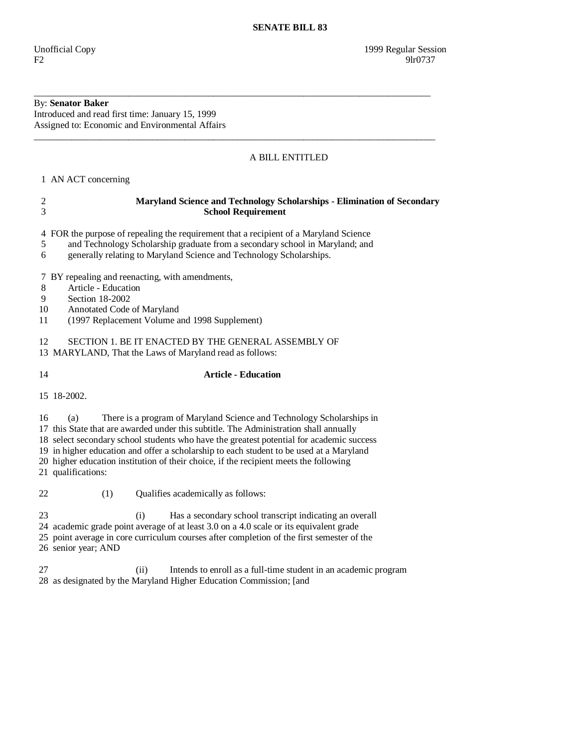# SENATE BILL 83

Unofficial Copy 1999 Regular Session
F2 9lr0737

---

By: **Senator Baker**
Introduced and read first time: January 15, 1999
Assigned to: Economic and Environmental Affairs

---

A BILL ENTITLED

1 AN ACT concerning

2 **Maryland Science and Technology Scholarships - Elimination of Secondary**
3 **School Requirement**

4 FOR the purpose of repealing the requirement that a recipient of a Maryland Science
5 and Technology Scholarship graduate from a secondary school in Maryland; and
6 generally relating to Maryland Science and Technology Scholarships.

7 BY repealing and reenacting, with amendments,
8 Article - Education
9 Section 18-2002
10 Annotated Code of Maryland
11 (1997 Replacement Volume and 1998 Supplement)

12 SECTION 1. BE IT ENACTED BY THE GENERAL ASSEMBLY OF
13 MARYLAND, That the Laws of Maryland read as follows:

14 **Article - Education**

15 18-2002.

16 (a) There is a program of Maryland Science and Technology Scholarships in
17 this State that are awarded under this subtitle. The Administration shall annually
18 select secondary school students who have the greatest potential for academic success
19 in higher education and offer a scholarship to each student to be used at a Maryland
20 higher education institution of their choice, if the recipient meets the following
21 qualifications:

22 (1) Qualifies academically as follows:

23 (i) Has a secondary school transcript indicating an overall
24 academic grade point average of at least 3.0 on a 4.0 scale or its equivalent grade
25 point average in core curriculum courses after completion of the first semester of the
26 senior year; AND

27 (ii) Intends to enroll as a full-time student in an academic program
28 as designated by the Maryland Higher Education Commission; [and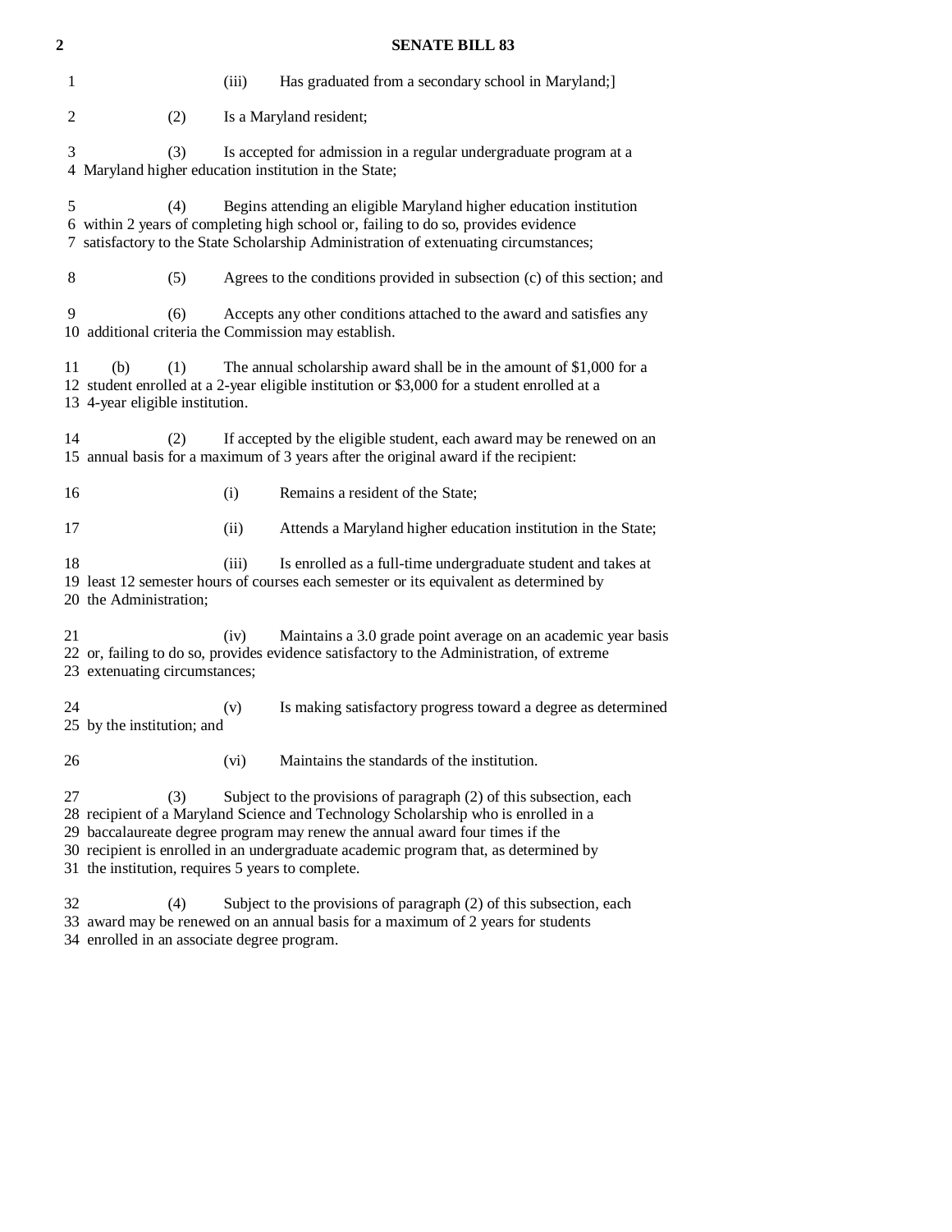(iii) Has graduated from a secondary school in Maryland;]

(2) Is a Maryland resident;

(3) Is accepted for admission in a regular undergraduate program at a Maryland higher education institution in the State;

(4) Begins attending an eligible Maryland higher education institution within 2 years of completing high school or, failing to do so, provides evidence satisfactory to the State Scholarship Administration of extenuating circumstances;

(5) Agrees to the conditions provided in subsection (c) of this section; and

(6) Accepts any other conditions attached to the award and satisfies any additional criteria the Commission may establish.

(b) (1) The annual scholarship award shall be in the amount of $1,000 for a student enrolled at a 2-year eligible institution or $3,000 for a student enrolled at a 4-year eligible institution.

(2) If accepted by the eligible student, each award may be renewed on an annual basis for a maximum of 3 years after the original award if the recipient:

(i) Remains a resident of the State;

(ii) Attends a Maryland higher education institution in the State;

(iii) Is enrolled as a full-time undergraduate student and takes at least 12 semester hours of courses each semester or its equivalent as determined by the Administration;

(iv) Maintains a 3.0 grade point average on an academic year basis or, failing to do so, provides evidence satisfactory to the Administration, of extreme extenuating circumstances;

(v) Is making satisfactory progress toward a degree as determined by the institution; and

(vi) Maintains the standards of the institution.

(3) Subject to the provisions of paragraph (2) of this subsection, each recipient of a Maryland Science and Technology Scholarship who is enrolled in a baccalaureate degree program may renew the annual award four times if the recipient is enrolled in an undergraduate academic program that, as determined by the institution, requires 5 years to complete.

(4) Subject to the provisions of paragraph (2) of this subsection, each award may be renewed on an annual basis for a maximum of 2 years for students enrolled in an associate degree program.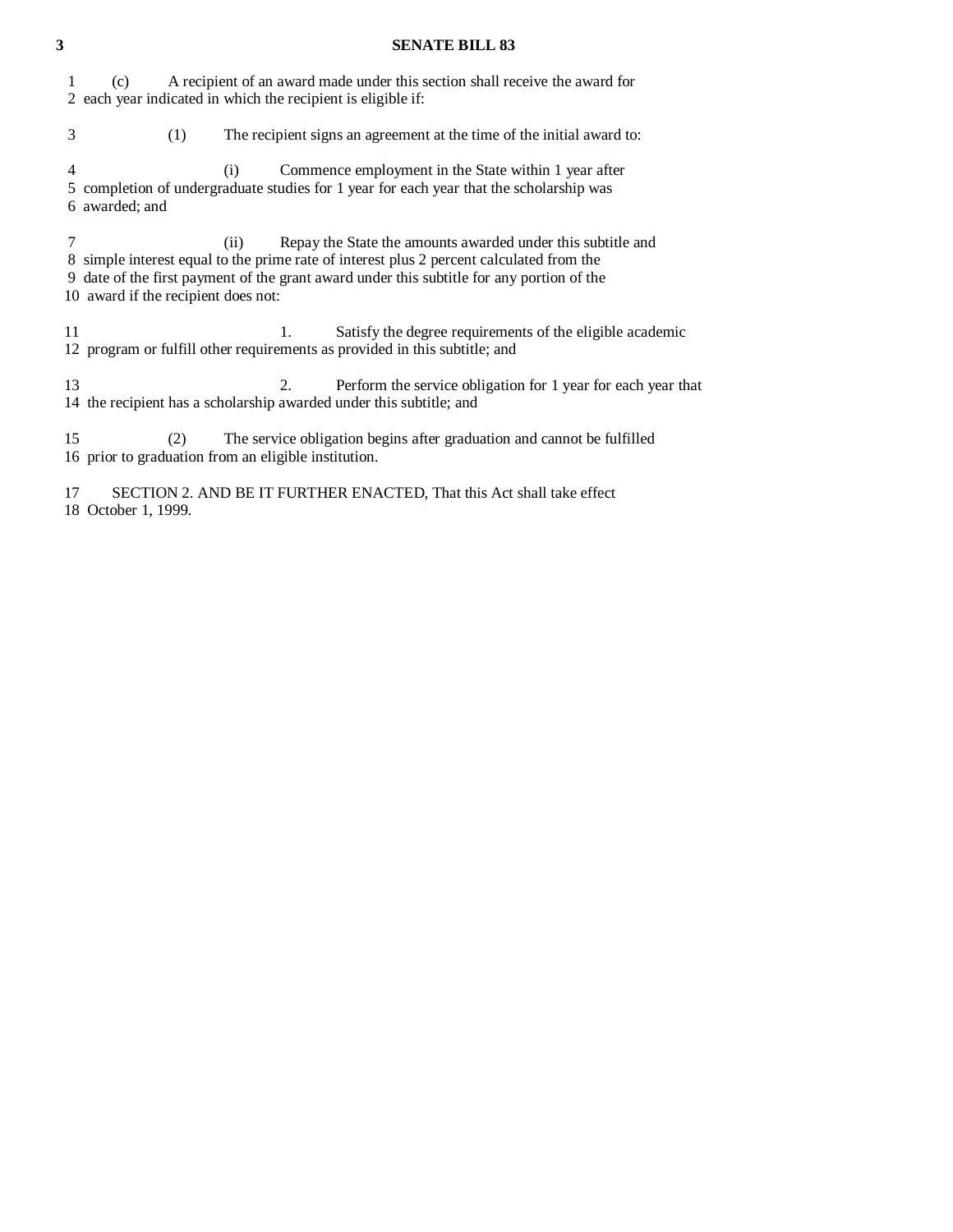(c) A recipient of an award made under this section shall receive the award for each year indicated in which the recipient is eligible if:

(1) The recipient signs an agreement at the time of the initial award to:

(i) Commence employment in the State within 1 year after completion of undergraduate studies for 1 year for each year that the scholarship was awarded; and

(ii) Repay the State the amounts awarded under this subtitle and simple interest equal to the prime rate of interest plus 2 percent calculated from the date of the first payment of the grant award under this subtitle for any portion of the award if the recipient does not:

1. Satisfy the degree requirements of the eligible academic program or fulfill other requirements as provided in this subtitle; and

2. Perform the service obligation for 1 year for each year that the recipient has a scholarship awarded under this subtitle; and

(2) The service obligation begins after graduation and cannot be fulfilled prior to graduation from an eligible institution.

SECTION 2. AND BE IT FURTHER ENACTED, That this Act shall take effect October 1, 1999.